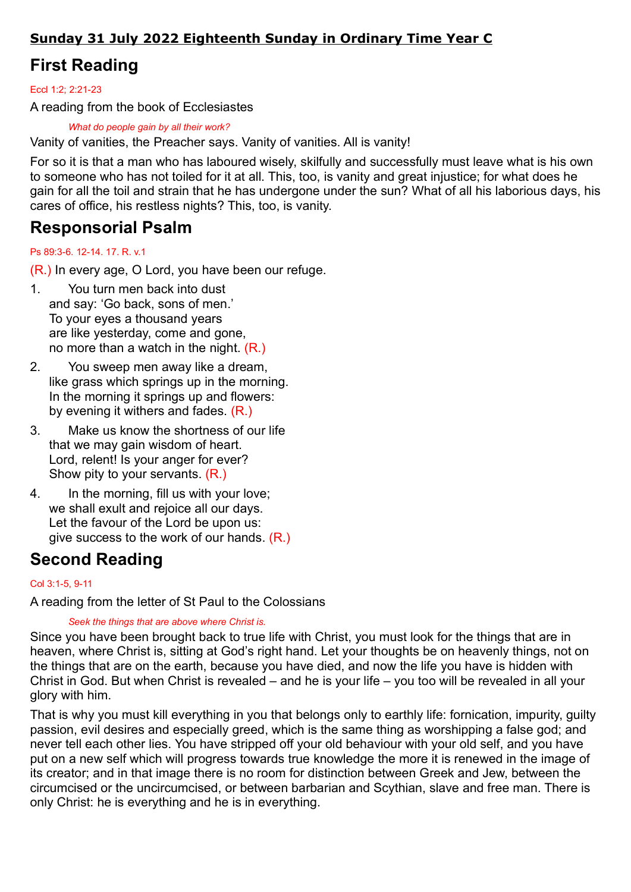**Sunday 31 July 2022 Eighteenth Sunday in Ordinary Time Year C**

# First Reading

Eccl 1:2; 2:21-23

A reading from the book of Ecclesiastes

*What do people gain by all their work?*

Vanity of vanities, the Preacher says. Vanity of vanities. All is vanity!

For so it is that a man who has laboured wisely, skilfully and successfully must leave what is his own to someone who has not toiled for it at all. This, too, is vanity and great injustice; for what does he gain for all the toil and strain that he has undergone under the sun? What of all his laborious days, his cares of office, his restless nights? This, too, is vanity.

# Responsorial Psalm

Ps 89:3-6. 12-14. 17. R. v.1

(R.) In every age, O Lord, you have been our refuge.

1. You turn men back into dust
   and say: 'Go back, sons of men.'
   To your eyes a thousand years
   are like yesterday, come and gone,
   no more than a watch in the night. (R.)
2. You sweep men away like a dream,
   like grass which springs up in the morning.
   In the morning it springs up and flowers:
   by evening it withers and fades. (R.)
3. Make us know the shortness of our life
   that we may gain wisdom of heart.
   Lord, relent! Is your anger for ever?
   Show pity to your servants. (R.)
4. In the morning, fill us with your love;
   we shall exult and rejoice all our days.
   Let the favour of the Lord be upon us:
   give success to the work of our hands. (R.)

# Second Reading

Col 3:1-5, 9-11

A reading from the letter of St Paul to the Colossians

*Seek the things that are above where Christ is.*

Since you have been brought back to true life with Christ, you must look for the things that are in heaven, where Christ is, sitting at God's right hand. Let your thoughts be on heavenly things, not on the things that are on the earth, because you have died, and now the life you have is hidden with Christ in God. But when Christ is revealed – and he is your life – you too will be revealed in all your glory with him.

That is why you must kill everything in you that belongs only to earthly life: fornication, impurity, guilty passion, evil desires and especially greed, which is the same thing as worshipping a false god; and never tell each other lies. You have stripped off your old behaviour with your old self, and you have put on a new self which will progress towards true knowledge the more it is renewed in the image of its creator; and in that image there is no room for distinction between Greek and Jew, between the circumcised or the uncircumcised, or between barbarian and Scythian, slave and free man. There is only Christ: he is everything and he is in everything.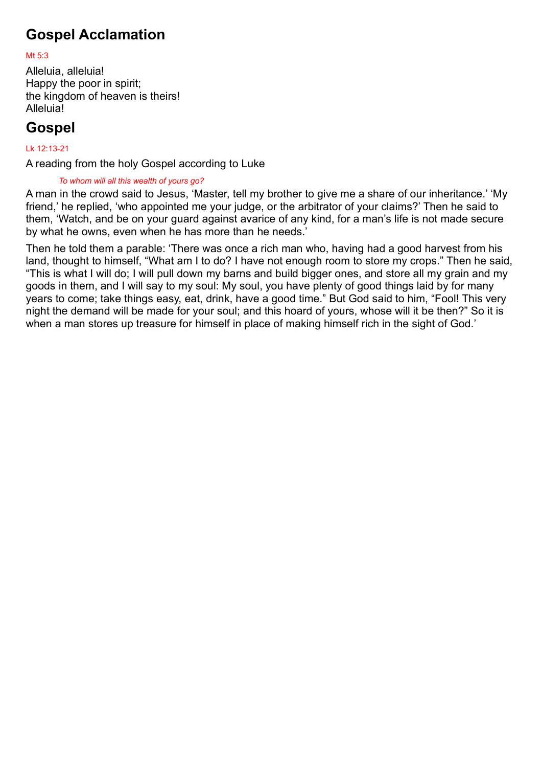## Gospel Acclamation

Mt 5:3

Alleluia, alleluia!
Happy the poor in spirit;
the kingdom of heaven is theirs!
Alleluia!

## Gospel

Lk 12:13-21

A reading from the holy Gospel according to Luke

*To whom will all this wealth of yours go?*

A man in the crowd said to Jesus, 'Master, tell my brother to give me a share of our inheritance.' 'My friend,' he replied, 'who appointed me your judge, or the arbitrator of your claims?' Then he said to them, 'Watch, and be on your guard against avarice of any kind, for a man's life is not made secure by what he owns, even when he has more than he needs.'

Then he told them a parable: 'There was once a rich man who, having had a good harvest from his land, thought to himself, "What am I to do? I have not enough room to store my crops." Then he said, "This is what I will do; I will pull down my barns and build bigger ones, and store all my grain and my goods in them, and I will say to my soul: My soul, you have plenty of good things laid by for many years to come; take things easy, eat, drink, have a good time." But God said to him, "Fool! This very night the demand will be made for your soul; and this hoard of yours, whose will it be then?" So it is when a man stores up treasure for himself in place of making himself rich in the sight of God.'